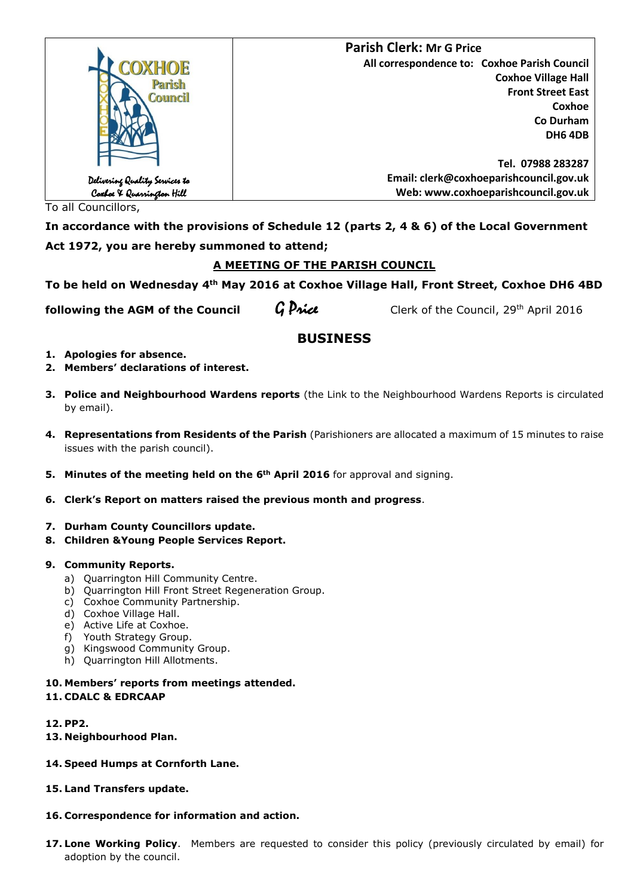COXHOE Parish Council

Delivering Quality Services to Coxhoe & Quarrington Hill

**Parish Clerk: Mr G Price**

**All correspondence to: Coxhoe Parish Council**
**Coxhoe Village Hall**
**Front Street East**
**Coxhoe**
**Co Durham**
**DH6 4DB**

**Tel. 07988 283287**
**Email: clerk@coxhoeparishcouncil.gov.uk**
**Web: www.coxhoeparishcouncil.gov.uk**

To all Councillors,

**In accordance with the provisions of Schedule 12 (parts 2, 4 & 6) of the Local Government Act 1972, you are hereby summoned to attend;**

**A MEETING OF THE PARISH COUNCIL**

**To be held on Wednesday 4th May 2016 at Coxhoe Village Hall, Front Street, Coxhoe DH6 4BD following the AGM of the Council**

G Price

Clerk of the Council, 29th April 2016

## BUSINESS

1. **Apologies for absence.**
2. **Members' declarations of interest.**
3. **Police and Neighbourhood Wardens reports** (the Link to the Neighbourhood Wardens Reports is circulated by email).
4. **Representations from Residents of the Parish** (Parishioners are allocated a maximum of 15 minutes to raise issues with the parish council).
5. **Minutes of the meeting held on the 6th April 2016** for approval and signing.
6. **Clerk's Report on matters raised the previous month and progress**.
7. **Durham County Councillors update.**
8. **Children &Young People Services Report.**
9. **Community Reports.**
   a) Quarrington Hill Community Centre.
   b) Quarrington Hill Front Street Regeneration Group.
   c) Coxhoe Community Partnership.
   d) Coxhoe Village Hall.
   e) Active Life at Coxhoe.
   f) Youth Strategy Group.
   g) Kingswood Community Group.
   h) Quarrington Hill Allotments.
10. **Members' reports from meetings attended.**
11. **CDALC & EDRCAAP**
12. **PP2.**
13. **Neighbourhood Plan.**
14. **Speed Humps at Cornforth Lane.**
15. **Land Transfers update.**
16. **Correspondence for information and action.**
17. **Lone Working Policy**. Members are requested to consider this policy (previously circulated by email) for adoption by the council.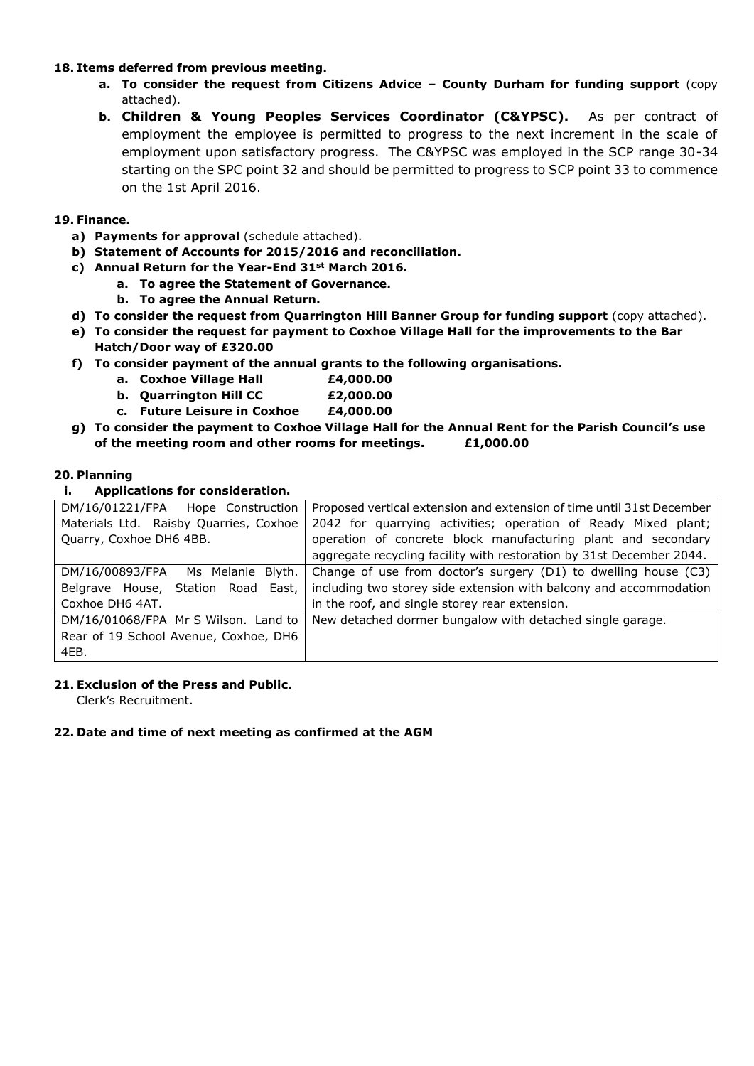**18. Items deferred from previous meeting.**

- **a. To consider the request from Citizens Advice – County Durham for funding support** (copy attached).
- **b. Children & Young Peoples Services Coordinator (C&YPSC).** As per contract of employment the employee is permitted to progress to the next increment in the scale of employment upon satisfactory progress. The C&YPSC was employed in the SCP range 30-34 starting on the SPC point 32 and should be permitted to progress to SCP point 33 to commence on the 1st April 2016.

**19. Finance.**

- **a) Payments for approval** (schedule attached).
- **b) Statement of Accounts for 2015/2016 and reconciliation.**
- **c) Annual Return for the Year-End 31st March 2016.**
  - **a. To agree the Statement of Governance.**
  - **b. To agree the Annual Return.**
- **d) To consider the request from Quarrington Hill Banner Group for funding support** (copy attached).
- **e) To consider the request for payment to Coxhoe Village Hall for the improvements to the Bar Hatch/Door way of £320.00**
- **f) To consider payment of the annual grants to the following organisations.**
  - **a. Coxhoe Village Hall £4,000.00**
  - **b. Quarrington Hill CC £2,000.00**
  - **c. Future Leisure in Coxhoe £4,000.00**
- **g) To consider the payment to Coxhoe Village Hall for the Annual Rent for the Parish Council's use of the meeting room and other rooms for meetings. £1,000.00**

**20. Planning**

**i. Applications for consideration.**

| | |
|---|---|
| DM/16/01221/FPA Hope Construction Materials Ltd. Raisby Quarries, Coxhoe Quarry, Coxhoe DH6 4BB. | Proposed vertical extension and extension of time until 31st December 2042 for quarrying activities; operation of Ready Mixed plant; operation of concrete block manufacturing plant and secondary aggregate recycling facility with restoration by 31st December 2044. |
| DM/16/00893/FPA Ms Melanie Blyth. Belgrave House, Station Road East, Coxhoe DH6 4AT. | Change of use from doctor's surgery (D1) to dwelling house (C3) including two storey side extension with balcony and accommodation in the roof, and single storey rear extension. |
| DM/16/01068/FPA Mr S Wilson. Land to Rear of 19 School Avenue, Coxhoe, DH6 4EB. | New detached dormer bungalow with detached single garage. |

**21. Exclusion of the Press and Public.**

Clerk's Recruitment.

**22. Date and time of next meeting as confirmed at the AGM**